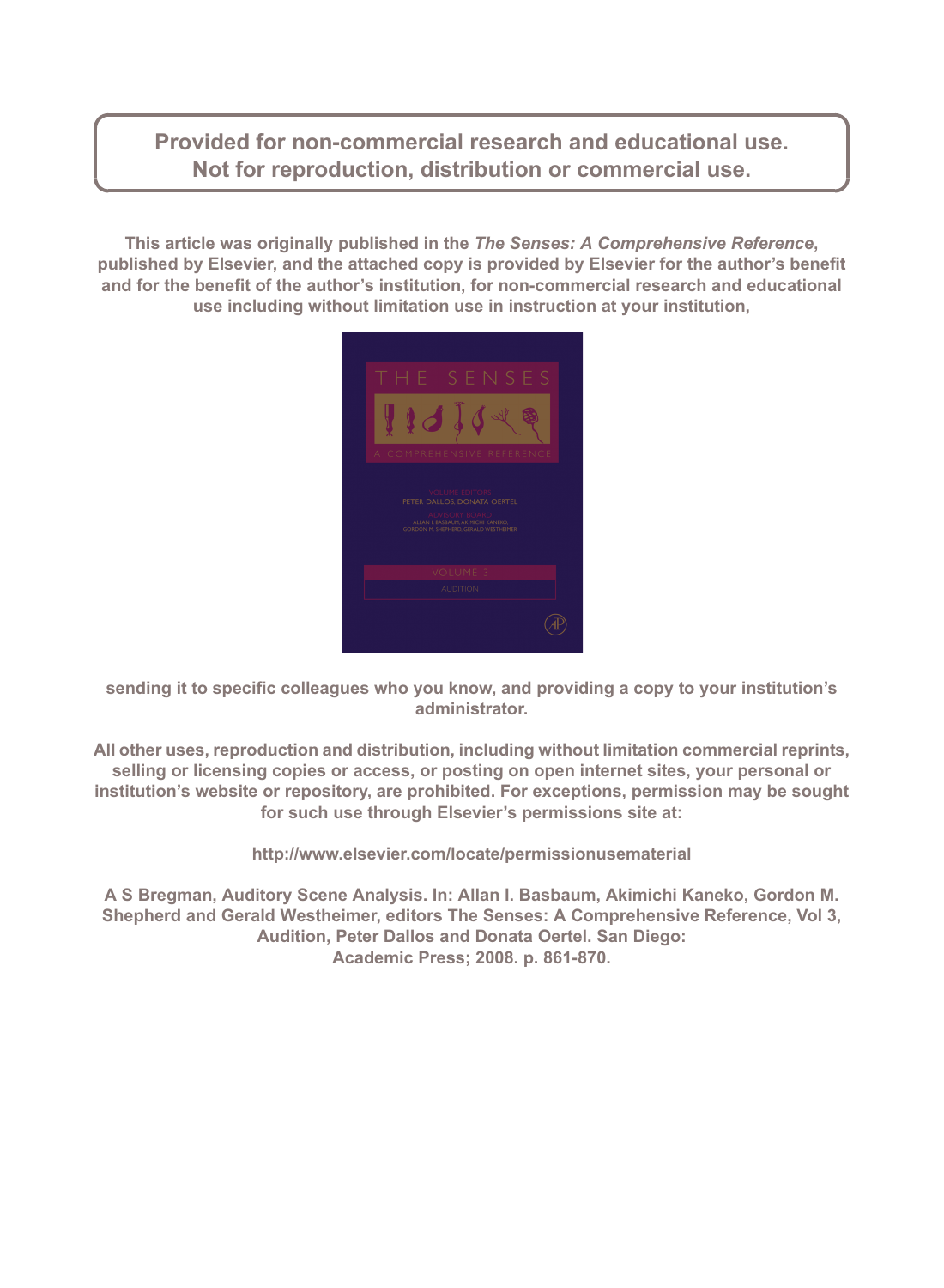**Provided for non-commercial research and educational use.**
**Not for reproduction, distribution or commercial use.**

**This article was originally published in the *The Senses: A Comprehensive Reference*, published by Elsevier, and the attached copy is provided by Elsevier for the author's benefit and for the benefit of the author's institution, for non-commercial research and educational use including without limitation use in instruction at your institution,**

**sending it to specific colleagues who you know, and providing a copy to your institution's administrator.**

**All other uses, reproduction and distribution, including without limitation commercial reprints, selling or licensing copies or access, or posting on open internet sites, your personal or institution's website or repository, are prohibited. For exceptions, permission may be sought for such use through Elsevier's permissions site at:**

**http://www.elsevier.com/locate/permissionusematerial**

**A S Bregman, Auditory Scene Analysis. In: Allan I. Basbaum, Akimichi Kaneko, Gordon M. Shepherd and Gerald Westheimer, editors The Senses: A Comprehensive Reference, Vol 3, Audition, Peter Dallos and Donata Oertel. San Diego: Academic Press; 2008. p. 861-870.**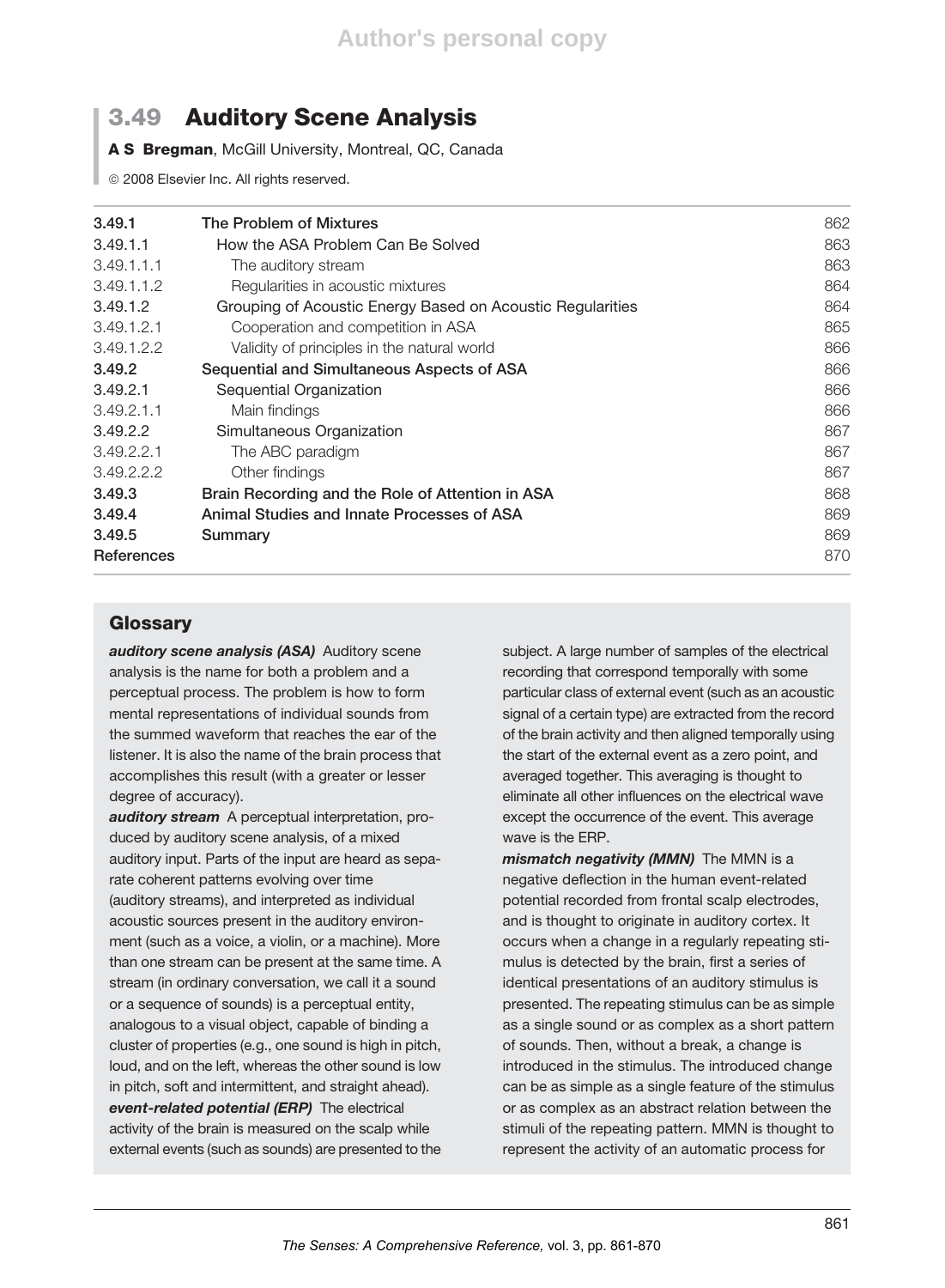# 3.49 Auditory Scene Analysis

**A S Bregman**, McGill University, Montreal, QC, Canada

© 2008 Elsevier Inc. All rights reserved.

| | | |
|---|---|---|
| **3.49.1** | **The Problem of Mixtures** | 862 |
| 3.49.1.1 | How the ASA Problem Can Be Solved | 863 |
| 3.49.1.1.1 | The auditory stream | 863 |
| 3.49.1.1.2 | Regularities in acoustic mixtures | 864 |
| 3.49.1.2 | Grouping of Acoustic Energy Based on Acoustic Regularities | 864 |
| 3.49.1.2.1 | Cooperation and competition in ASA | 865 |
| 3.49.1.2.2 | Validity of principles in the natural world | 866 |
| **3.49.2** | **Sequential and Simultaneous Aspects of ASA** | 866 |
| 3.49.2.1 | Sequential Organization | 866 |
| 3.49.2.1.1 | Main findings | 866 |
| 3.49.2.2 | Simultaneous Organization | 867 |
| 3.49.2.2.1 | The ABC paradigm | 867 |
| 3.49.2.2.2 | Other findings | 867 |
| **3.49.3** | **Brain Recording and the Role of Attention in ASA** | 868 |
| **3.49.4** | **Animal Studies and Innate Processes of ASA** | 869 |
| **3.49.5** | **Summary** | 869 |
| **References** | | 870 |

## Glossary

***auditory scene analysis (ASA)*** Auditory scene analysis is the name for both a problem and a perceptual process. The problem is how to form mental representations of individual sounds from the summed waveform that reaches the ear of the listener. It is also the name of the brain process that accomplishes this result (with a greater or lesser degree of accuracy).

***auditory stream*** A perceptual interpretation, produced by auditory scene analysis, of a mixed auditory input. Parts of the input are heard as separate coherent patterns evolving over time (auditory streams), and interpreted as individual acoustic sources present in the auditory environment (such as a voice, a violin, or a machine). More than one stream can be present at the same time. A stream (in ordinary conversation, we call it a sound or a sequence of sounds) is a perceptual entity, analogous to a visual object, capable of binding a cluster of properties (e.g., one sound is high in pitch, loud, and on the left, whereas the other sound is low in pitch, soft and intermittent, and straight ahead).

***event-related potential (ERP)*** The electrical activity of the brain is measured on the scalp while external events (such as sounds) are presented to the subject. A large number of samples of the electrical recording that correspond temporally with some particular class of external event (such as an acoustic signal of a certain type) are extracted from the record of the brain activity and then aligned temporally using the start of the external event as a zero point, and averaged together. This averaging is thought to eliminate all other influences on the electrical wave except the occurrence of the event. This average wave is the ERP.

***mismatch negativity (MMN)*** The MMN is a negative deflection in the human event-related potential recorded from frontal scalp electrodes, and is thought to originate in auditory cortex. It occurs when a change in a regularly repeating stimulus is detected by the brain, first a series of identical presentations of an auditory stimulus is presented. The repeating stimulus can be as simple as a single sound or as complex as a short pattern of sounds. Then, without a break, a change is introduced in the stimulus. The introduced change can be as simple as a single feature of the stimulus or as complex as an abstract relation between the stimuli of the repeating pattern. MMN is thought to represent the activity of an automatic process for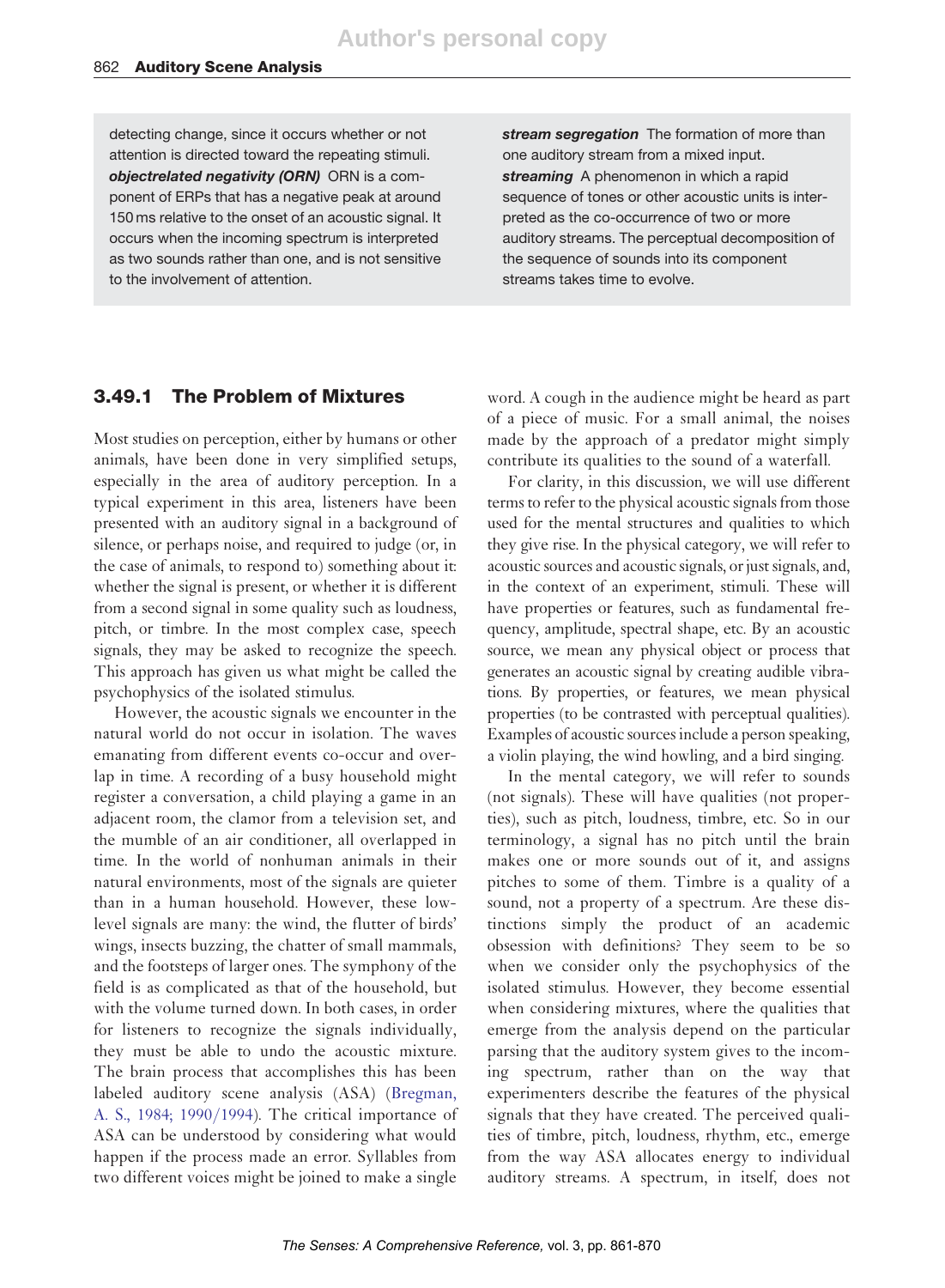detecting change, since it occurs whether or not attention is directed toward the repeating stimuli.

***objectrelated negativity (ORN)*** ORN is a component of ERPs that has a negative peak at around 150 ms relative to the onset of an acoustic signal. It occurs when the incoming spectrum is interpreted as two sounds rather than one, and is not sensitive to the involvement of attention.

***stream segregation*** The formation of more than one auditory stream from a mixed input.

***streaming*** A phenomenon in which a rapid sequence of tones or other acoustic units is interpreted as the co-occurrence of two or more auditory streams. The perceptual decomposition of the sequence of sounds into its component streams takes time to evolve.

## 3.49.1 The Problem of Mixtures

Most studies on perception, either by humans or other animals, have been done in very simplified setups, especially in the area of auditory perception. In a typical experiment in this area, listeners have been presented with an auditory signal in a background of silence, or perhaps noise, and required to judge (or, in the case of animals, to respond to) something about it: whether the signal is present, or whether it is different from a second signal in some quality such as loudness, pitch, or timbre. In the most complex case, speech signals, they may be asked to recognize the speech. This approach has given us what might be called the psychophysics of the isolated stimulus.

However, the acoustic signals we encounter in the natural world do not occur in isolation. The waves emanating from different events co-occur and overlap in time. A recording of a busy household might register a conversation, a child playing a game in an adjacent room, the clamor from a television set, and the mumble of an air conditioner, all overlapped in time. In the world of nonhuman animals in their natural environments, most of the signals are quieter than in a human household. However, these low-level signals are many: the wind, the flutter of birds' wings, insects buzzing, the chatter of small mammals, and the footsteps of larger ones. The symphony of the field is as complicated as that of the household, but with the volume turned down. In both cases, in order for listeners to recognize the signals individually, they must be able to undo the acoustic mixture. The brain process that accomplishes this has been labeled auditory scene analysis (ASA) (Bregman, A. S., 1984; 1990/1994). The critical importance of ASA can be understood by considering what would happen if the process made an error. Syllables from two different voices might be joined to make a single word. A cough in the audience might be heard as part of a piece of music. For a small animal, the noises made by the approach of a predator might simply contribute its qualities to the sound of a waterfall.

For clarity, in this discussion, we will use different terms to refer to the physical acoustic signals from those used for the mental structures and qualities to which they give rise. In the physical category, we will refer to acoustic sources and acoustic signals, or just signals, and, in the context of an experiment, stimuli. These will have properties or features, such as fundamental frequency, amplitude, spectral shape, etc. By an acoustic source, we mean any physical object or process that generates an acoustic signal by creating audible vibrations. By properties, or features, we mean physical properties (to be contrasted with perceptual qualities). Examples of acoustic sources include a person speaking, a violin playing, the wind howling, and a bird singing.

In the mental category, we will refer to sounds (not signals). These will have qualities (not properties), such as pitch, loudness, timbre, etc. So in our terminology, a signal has no pitch until the brain makes one or more sounds out of it, and assigns pitches to some of them. Timbre is a quality of a sound, not a property of a spectrum. Are these distinctions simply the product of an academic obsession with definitions? They seem to be so when we consider only the psychophysics of the isolated stimulus. However, they become essential when considering mixtures, where the qualities that emerge from the analysis depend on the particular parsing that the auditory system gives to the incoming spectrum, rather than on the way that experimenters describe the features of the physical signals that they have created. The perceived qualities of timbre, pitch, loudness, rhythm, etc., emerge from the way ASA allocates energy to individual auditory streams. A spectrum, in itself, does not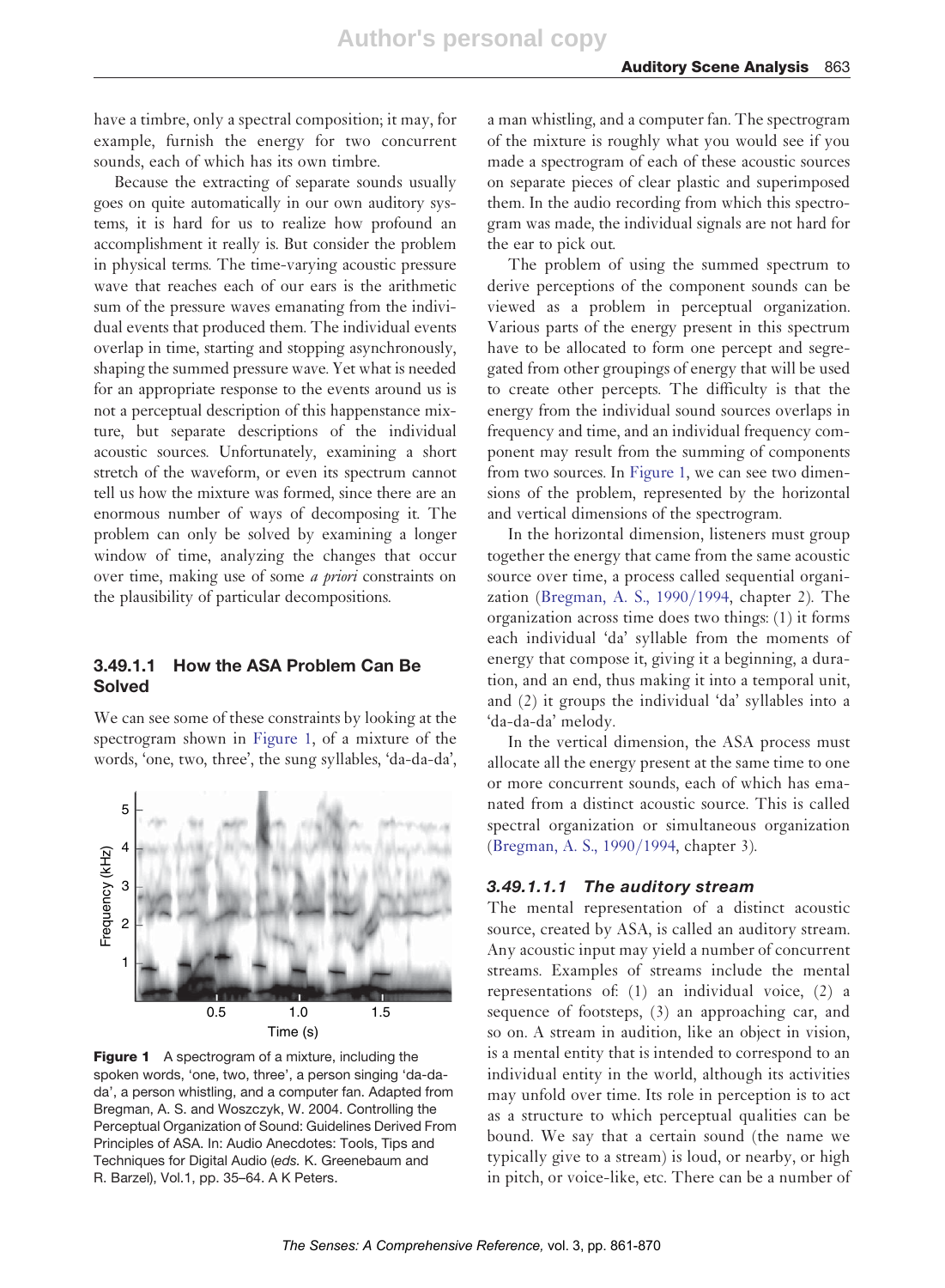have a timbre, only a spectral composition; it may, for example, furnish the energy for two concurrent sounds, each of which has its own timbre.

Because the extracting of separate sounds usually goes on quite automatically in our own auditory systems, it is hard for us to realize how profound an accomplishment it really is. But consider the problem in physical terms. The time-varying acoustic pressure wave that reaches each of our ears is the arithmetic sum of the pressure waves emanating from the individual events that produced them. The individual events overlap in time, starting and stopping asynchronously, shaping the summed pressure wave. Yet what is needed for an appropriate response to the events around us is not a perceptual description of this happenstance mixture, but separate descriptions of the individual acoustic sources. Unfortunately, examining a short stretch of the waveform, or even its spectrum cannot tell us how the mixture was formed, since there are an enormous number of ways of decomposing it. The problem can only be solved by examining a longer window of time, analyzing the changes that occur over time, making use of some *a priori* constraints on the plausibility of particular decompositions.

### 3.49.1.1 How the ASA Problem Can Be Solved

We can see some of these constraints by looking at the spectrogram shown in Figure 1, of a mixture of the words, 'one, two, three', the sung syllables, 'da-da-da', a man whistling, and a computer fan. The spectrogram of the mixture is roughly what you would see if you made a spectrogram of each of these acoustic sources on separate pieces of clear plastic and superimposed them. In the audio recording from which this spectrogram was made, the individual signals are not hard for the ear to pick out.

**Figure 1** A spectrogram of a mixture, including the spoken words, 'one, two, three', a person singing 'da-da-da', a person whistling, and a computer fan. Adapted from Bregman, A. S. and Woszczyk, W. 2004. Controlling the Perceptual Organization of Sound: Guidelines Derived From Principles of ASA. In: Audio Anecdotes: Tools, Tips and Techniques for Digital Audio (*eds.* K. Greenebaum and R. Barzel), Vol.1, pp. 35–64. A K Peters.

The problem of using the summed spectrum to derive perceptions of the component sounds can be viewed as a problem in perceptual organization. Various parts of the energy present in this spectrum have to be allocated to form one percept and segregated from other groupings of energy that will be used to create other percepts. The difficulty is that the energy from the individual sound sources overlaps in frequency and time, and an individual frequency component may result from the summing of components from two sources. In Figure 1, we can see two dimensions of the problem, represented by the horizontal and vertical dimensions of the spectrogram.

In the horizontal dimension, listeners must group together the energy that came from the same acoustic source over time, a process called sequential organization (Bregman, A. S., 1990/1994, chapter 2). The organization across time does two things: (1) it forms each individual 'da' syllable from the moments of energy that compose it, giving it a beginning, a duration, and an end, thus making it into a temporal unit, and (2) it groups the individual 'da' syllables into a 'da-da-da' melody.

In the vertical dimension, the ASA process must allocate all the energy present at the same time to one or more concurrent sounds, each of which has emanated from a distinct acoustic source. This is called spectral organization or simultaneous organization (Bregman, A. S., 1990/1994, chapter 3).

#### *3.49.1.1.1 The auditory stream*

The mental representation of a distinct acoustic source, created by ASA, is called an auditory stream. Any acoustic input may yield a number of concurrent streams. Examples of streams include the mental representations of: (1) an individual voice, (2) a sequence of footsteps, (3) an approaching car, and so on. A stream in audition, like an object in vision, is a mental entity that is intended to correspond to an individual entity in the world, although its activities may unfold over time. Its role in perception is to act as a structure to which perceptual qualities can be bound. We say that a certain sound (the name we typically give to a stream) is loud, or nearby, or high in pitch, or voice-like, etc. There can be a number of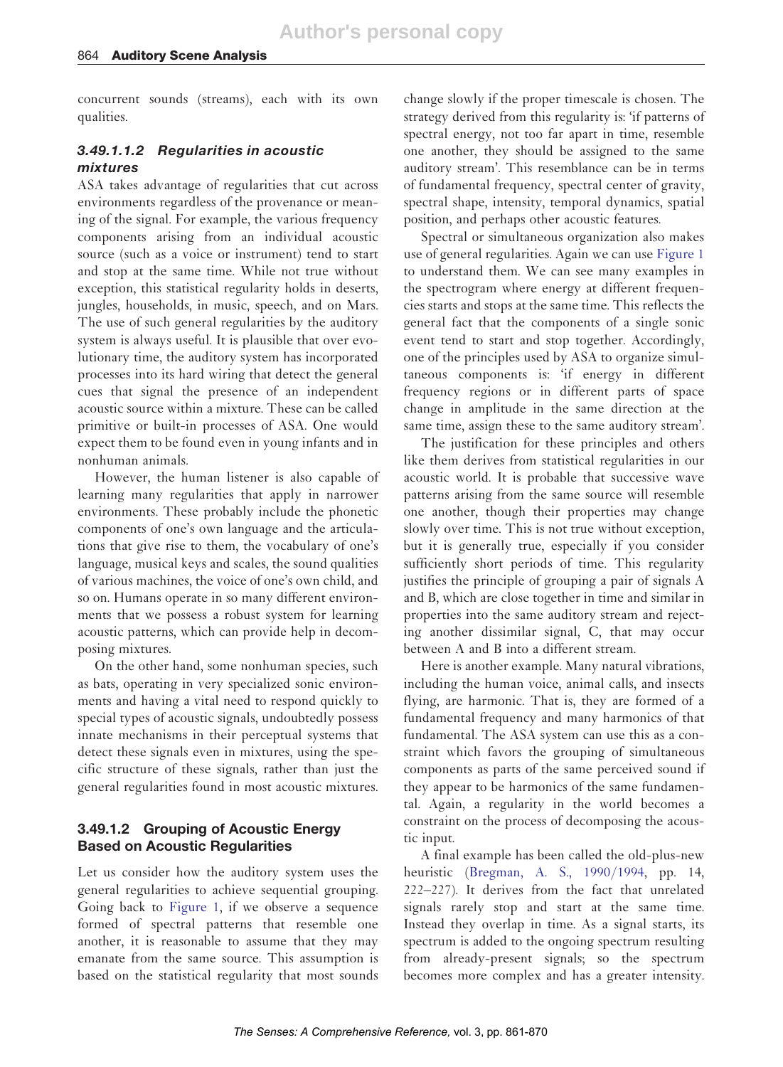concurrent sounds (streams), each with its own qualities.

#### 3.49.1.1.2 Regularities in acoustic mixtures

ASA takes advantage of regularities that cut across environments regardless of the provenance or meaning of the signal. For example, the various frequency components arising from an individual acoustic source (such as a voice or instrument) tend to start and stop at the same time. While not true without exception, this statistical regularity holds in deserts, jungles, households, in music, speech, and on Mars. The use of such general regularities by the auditory system is always useful. It is plausible that over evolutionary time, the auditory system has incorporated processes into its hard wiring that detect the general cues that signal the presence of an independent acoustic source within a mixture. These can be called primitive or built-in processes of ASA. One would expect them to be found even in young infants and in nonhuman animals.

However, the human listener is also capable of learning many regularities that apply in narrower environments. These probably include the phonetic components of one's own language and the articulations that give rise to them, the vocabulary of one's language, musical keys and scales, the sound qualities of various machines, the voice of one's own child, and so on. Humans operate in so many different environments that we possess a robust system for learning acoustic patterns, which can provide help in decomposing mixtures.

On the other hand, some nonhuman species, such as bats, operating in very specialized sonic environments and having a vital need to respond quickly to special types of acoustic signals, undoubtedly possess innate mechanisms in their perceptual systems that detect these signals even in mixtures, using the specific structure of these signals, rather than just the general regularities found in most acoustic mixtures.

### 3.49.1.2 Grouping of Acoustic Energy Based on Acoustic Regularities

Let us consider how the auditory system uses the general regularities to achieve sequential grouping. Going back to Figure 1, if we observe a sequence formed of spectral patterns that resemble one another, it is reasonable to assume that they may emanate from the same source. This assumption is based on the statistical regularity that most sounds change slowly if the proper timescale is chosen. The strategy derived from this regularity is: 'if patterns of spectral energy, not too far apart in time, resemble one another, they should be assigned to the same auditory stream'. This resemblance can be in terms of fundamental frequency, spectral center of gravity, spectral shape, intensity, temporal dynamics, spatial position, and perhaps other acoustic features.

Spectral or simultaneous organization also makes use of general regularities. Again we can use Figure 1 to understand them. We can see many examples in the spectrogram where energy at different frequencies starts and stops at the same time. This reflects the general fact that the components of a single sonic event tend to start and stop together. Accordingly, one of the principles used by ASA to organize simultaneous components is: 'if energy in different frequency regions or in different parts of space change in amplitude in the same direction at the same time, assign these to the same auditory stream'.

The justification for these principles and others like them derives from statistical regularities in our acoustic world. It is probable that successive wave patterns arising from the same source will resemble one another, though their properties may change slowly over time. This is not true without exception, but it is generally true, especially if you consider sufficiently short periods of time. This regularity justifies the principle of grouping a pair of signals A and B, which are close together in time and similar in properties into the same auditory stream and rejecting another dissimilar signal, C, that may occur between A and B into a different stream.

Here is another example. Many natural vibrations, including the human voice, animal calls, and insects flying, are harmonic. That is, they are formed of a fundamental frequency and many harmonics of that fundamental. The ASA system can use this as a constraint which favors the grouping of simultaneous components as parts of the same perceived sound if they appear to be harmonics of the same fundamental. Again, a regularity in the world becomes a constraint on the process of decomposing the acoustic input.

A final example has been called the old-plus-new heuristic (Bregman, A. S., 1990/1994, pp. 14, 222–227). It derives from the fact that unrelated signals rarely stop and start at the same time. Instead they overlap in time. As a signal starts, its spectrum is added to the ongoing spectrum resulting from already-present signals; so the spectrum becomes more complex and has a greater intensity.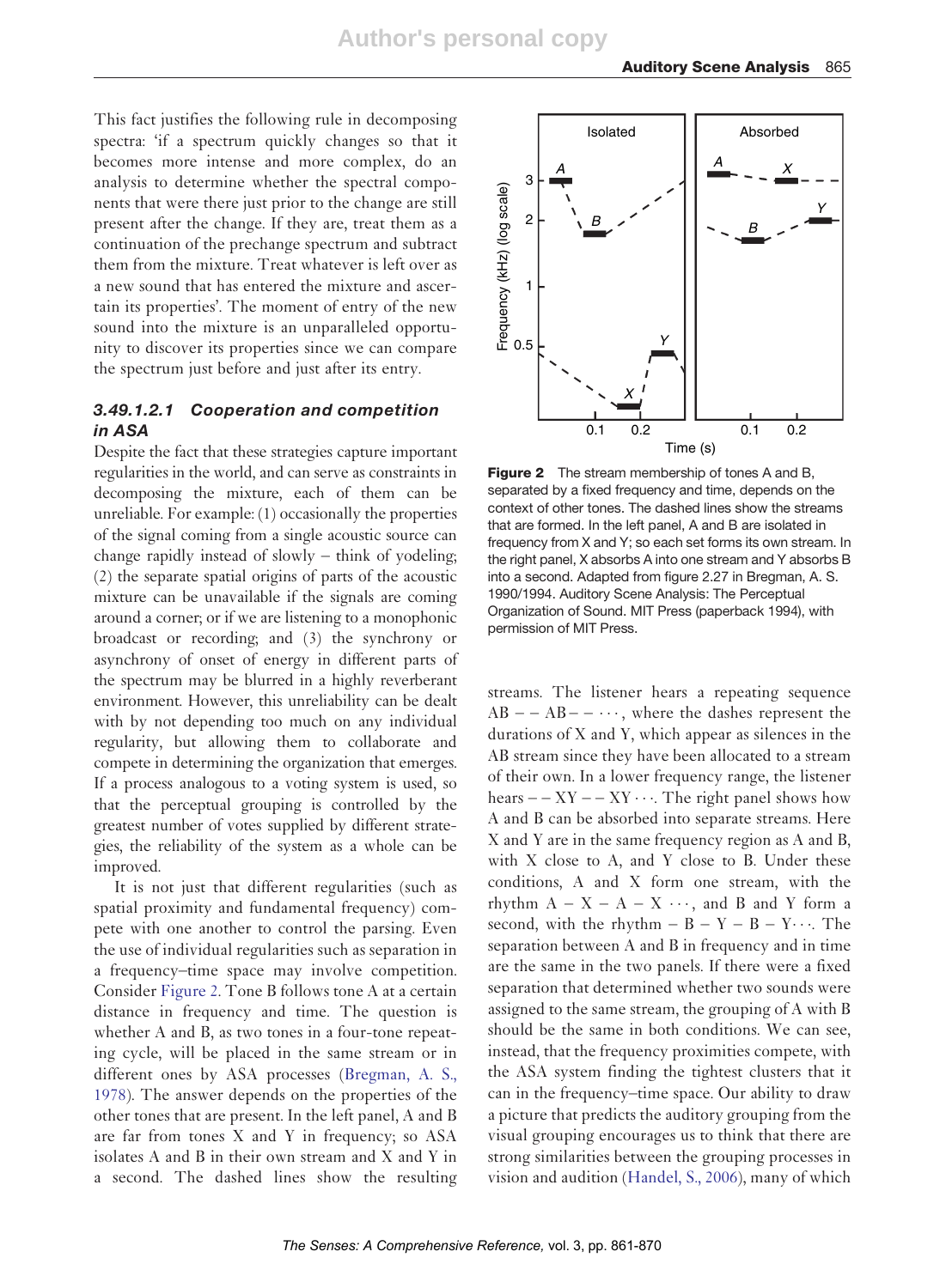This fact justifies the following rule in decomposing spectra: 'if a spectrum quickly changes so that it becomes more intense and more complex, do an analysis to determine whether the spectral components that were there just prior to the change are still present after the change. If they are, treat them as a continuation of the prechange spectrum and subtract them from the mixture. Treat whatever is left over as a new sound that has entered the mixture and ascertain its properties'. The moment of entry of the new sound into the mixture is an unparalleled opportunity to discover its properties since we can compare the spectrum just before and just after its entry.

### *3.49.1.2.1 Cooperation and competition in ASA*

Despite the fact that these strategies capture important regularities in the world, and can serve as constraints in decomposing the mixture, each of them can be unreliable. For example: (1) occasionally the properties of the signal coming from a single acoustic source can change rapidly instead of slowly – think of yodeling; (2) the separate spatial origins of parts of the acoustic mixture can be unavailable if the signals are coming around a corner, or if we are listening to a monophonic broadcast or recording; and (3) the synchrony or asynchrony of onset of energy in different parts of the spectrum may be blurred in a highly reverberant environment. However, this unreliability can be dealt with by not depending too much on any individual regularity, but allowing them to collaborate and compete in determining the organization that emerges. If a process analogous to a voting system is used, so that the perceptual grouping is controlled by the greatest number of votes supplied by different strategies, the reliability of the system as a whole can be improved.

It is not just that different regularities (such as spatial proximity and fundamental frequency) compete with one another to control the parsing. Even the use of individual regularities such as separation in a frequency–time space may involve competition. Consider Figure 2. Tone B follows tone A at a certain distance in frequency and time. The question is whether A and B, as two tones in a four-tone repeating cycle, will be placed in the same stream or in different ones by ASA processes (Bregman, A. S., 1978). The answer depends on the properties of the other tones that are present. In the left panel, A and B are far from tones X and Y in frequency; so ASA isolates A and B in their own stream and X and Y in a second. The dashed lines show the resulting streams. The listener hears a repeating sequence AB – – AB– – ···, where the dashes represent the durations of X and Y, which appear as silences in the AB stream since they have been allocated to a stream of their own. In a lower frequency range, the listener hears – – XY – – XY ···. The right panel shows how A and B can be absorbed into separate streams. Here X and Y are in the same frequency region as A and B, with X close to A, and Y close to B. Under these conditions, A and X form one stream, with the rhythm A – X – A – X ···, and B and Y form a second, with the rhythm – B – Y – B – Y···. The separation between A and B in frequency and in time are the same in the two panels. If there were a fixed separation that determined whether two sounds were assigned to the same stream, the grouping of A with B should be the same in both conditions. We can see, instead, that the frequency proximities compete, with the ASA system finding the tightest clusters that it can in the frequency–time space. Our ability to draw a picture that predicts the auditory grouping from the visual grouping encourages us to think that there are strong similarities between the grouping processes in vision and audition (Handel, S., 2006), many of which

Isolated
Absorbed
Frequency (kHz) (log scale)
3
2
1
0.5
A
B
X
Y
0.1
0.2
Time (s)

**Figure 2** The stream membership of tones A and B, separated by a fixed frequency and time, depends on the context of other tones. The dashed lines show the streams that are formed. In the left panel, A and B are isolated in frequency from X and Y; so each set forms its own stream. In the right panel, X absorbs A into one stream and Y absorbs B into a second. Adapted from figure 2.27 in Bregman, A. S. 1990/1994. Auditory Scene Analysis: The Perceptual Organization of Sound. MIT Press (paperback 1994), with permission of MIT Press.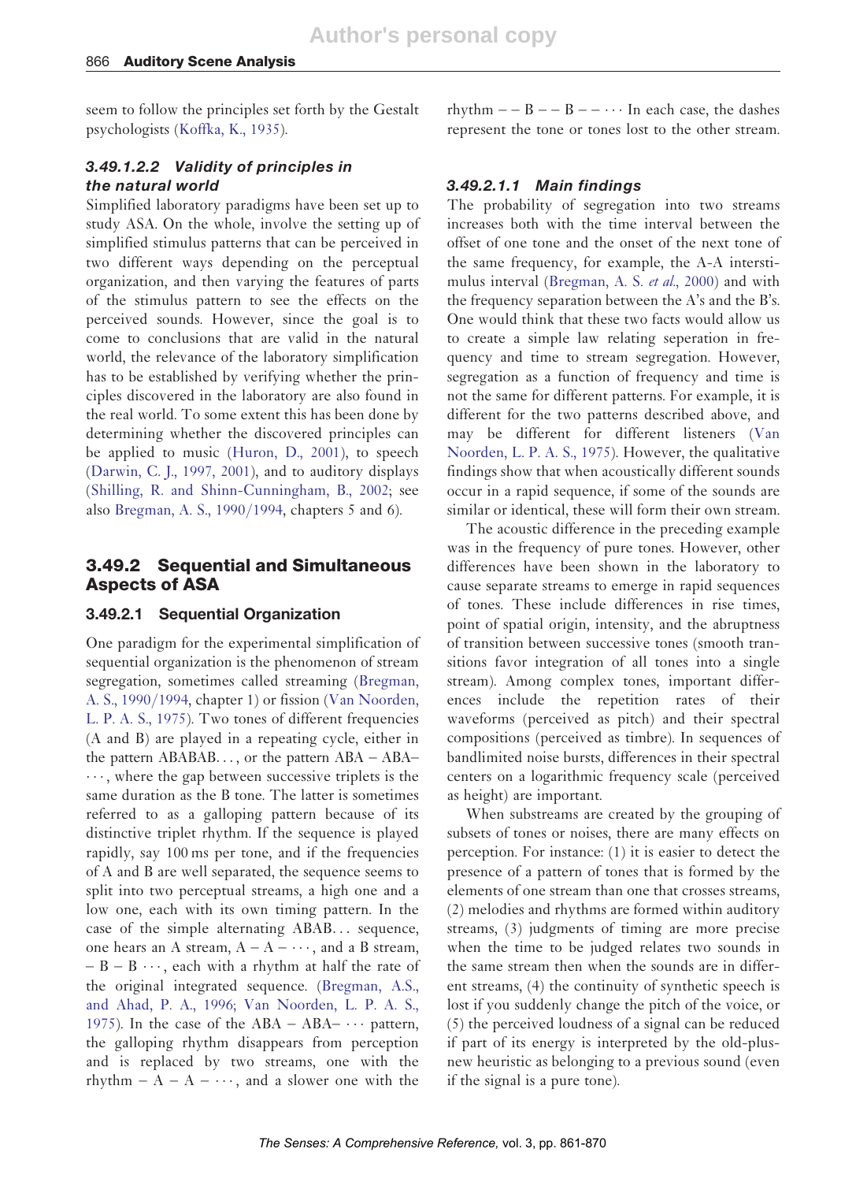seem to follow the principles set forth by the Gestalt psychologists (Koffka, K., 1935).

#### 3.49.1.2.2 Validity of principles in the natural world

Simplified laboratory paradigms have been set up to study ASA. On the whole, involve the setting up of simplified stimulus patterns that can be perceived in two different ways depending on the perceptual organization, and then varying the features of parts of the stimulus pattern to see the effects on the perceived sounds. However, since the goal is to come to conclusions that are valid in the natural world, the relevance of the laboratory simplification has to be established by verifying whether the principles discovered in the laboratory are also found in the real world. To some extent this has been done by determining whether the discovered principles can be applied to music (Huron, D., 2001), to speech (Darwin, C. J., 1997, 2001), and to auditory displays (Shilling, R. and Shinn-Cunningham, B., 2002; see also Bregman, A. S., 1990/1994, chapters 5 and 6).

## 3.49.2 Sequential and Simultaneous Aspects of ASA

### 3.49.2.1 Sequential Organization

One paradigm for the experimental simplification of sequential organization is the phenomenon of stream segregation, sometimes called streaming (Bregman, A. S., 1990/1994, chapter 1) or fission (Van Noorden, L. P. A. S., 1975). Two tones of different frequencies (A and B) are played in a repeating cycle, either in the pattern ABABAB..., or the pattern ABA – ABA– ···, where the gap between successive triplets is the same duration as the B tone. The latter is sometimes referred to as a galloping pattern because of its distinctive triplet rhythm. If the sequence is played rapidly, say 100 ms per tone, and if the frequencies of A and B are well separated, the sequence seems to split into two perceptual streams, a high one and a low one, each with its own timing pattern. In the case of the simple alternating ABAB... sequence, one hears an A stream, A – A – ···, and a B stream, – B – B ···, each with a rhythm at half the rate of the original integrated sequence. (Bregman, A.S., and Ahad, P. A., 1996; Van Noorden, L. P. A. S., 1975). In the case of the ABA – ABA– ··· pattern, the galloping rhythm disappears from perception and is replaced by two streams, one with the rhythm – A – A – ···, and a slower one with the rhythm – – B – – B – – ··· In each case, the dashes represent the tone or tones lost to the other stream.

#### 3.49.2.1.1 Main findings

The probability of segregation into two streams increases both with the time interval between the offset of one tone and the onset of the next tone of the same frequency, for example, the A-A interstimulus interval (Bregman, A. S. *et al.*, 2000) and with the frequency separation between the A's and the B's. One would think that these two facts would allow us to create a simple law relating seperation in frequency and time to stream segregation. However, segregation as a function of frequency and time is not the same for different patterns. For example, it is different for the two patterns described above, and may be different for different listeners (Van Noorden, L. P. A. S., 1975). However, the qualitative findings show that when acoustically different sounds occur in a rapid sequence, if some of the sounds are similar or identical, these will form their own stream.

The acoustic difference in the preceding example was in the frequency of pure tones. However, other differences have been shown in the laboratory to cause separate streams to emerge in rapid sequences of tones. These include differences in rise times, point of spatial origin, intensity, and the abruptness of transition between successive tones (smooth transitions favor integration of all tones into a single stream). Among complex tones, important differences include the repetition rates of their waveforms (perceived as pitch) and their spectral compositions (perceived as timbre). In sequences of bandlimited noise bursts, differences in their spectral centers on a logarithmic frequency scale (perceived as height) are important.

When substreams are created by the grouping of subsets of tones or noises, there are many effects on perception. For instance: (1) it is easier to detect the presence of a pattern of tones that is formed by the elements of one stream than one that crosses streams, (2) melodies and rhythms are formed within auditory streams, (3) judgments of timing are more precise when the time to be judged relates two sounds in the same stream then when the sounds are in different streams, (4) the continuity of synthetic speech is lost if you suddenly change the pitch of the voice, or (5) the perceived loudness of a signal can be reduced if part of its energy is interpreted by the old-plus-new heuristic as belonging to a previous sound (even if the signal is a pure tone).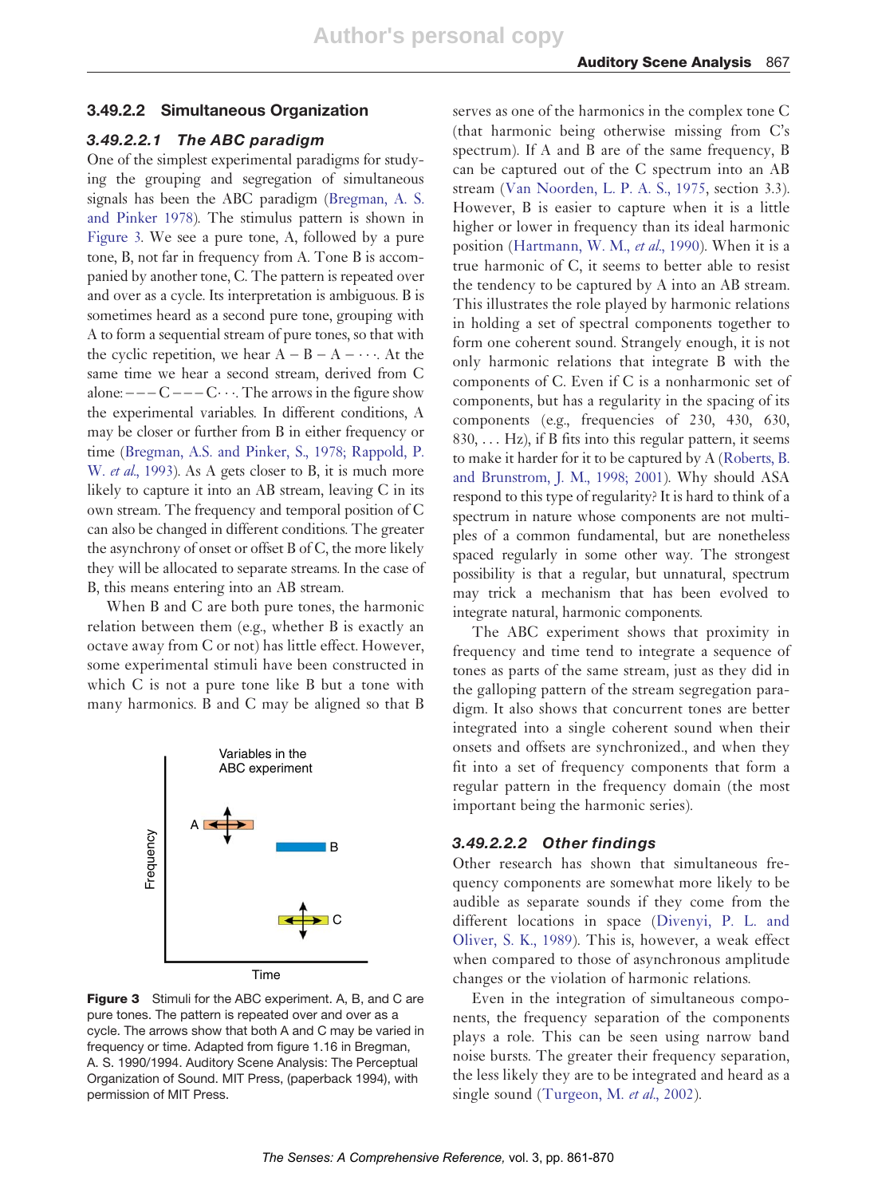### 3.49.2.2 Simultaneous Organization

#### *3.49.2.2.1 The ABC paradigm*

One of the simplest experimental paradigms for studying the grouping and segregation of simultaneous signals has been the ABC paradigm (Bregman, A. S. and Pinker 1978). The stimulus pattern is shown in Figure 3. We see a pure tone, A, followed by a pure tone, B, not far in frequency from A. Tone B is accompanied by another tone, C. The pattern is repeated over and over as a cycle. Its interpretation is ambiguous. B is sometimes heard as a second pure tone, grouping with A to form a sequential stream of pure tones, so that with the cyclic repetition, we hear A – B – A – · · ·. At the same time we hear a second stream, derived from C alone: – – – C – – – C· · ·. The arrows in the figure show the experimental variables. In different conditions, A may be closer or further from B in either frequency or time (Bregman, A.S. and Pinker, S., 1978; Rappold, P. W. *et al.*, 1993). As A gets closer to B, it is much more likely to capture it into an AB stream, leaving C in its own stream. The frequency and temporal position of C can also be changed in different conditions. The greater the asynchrony of onset or offset B of C, the more likely they will be allocated to separate streams. In the case of B, this means entering into an AB stream.

When B and C are both pure tones, the harmonic relation between them (e.g., whether B is exactly an octave away from C or not) has little effect. However, some experimental stimuli have been constructed in which C is not a pure tone like B but a tone with many harmonics. B and C may be aligned so that B serves as one of the harmonics in the complex tone C (that harmonic being otherwise missing from C's spectrum). If A and B are of the same frequency, B can be captured out of the C spectrum into an AB stream (Van Noorden, L. P. A. S., 1975, section 3.3). However, B is easier to capture when it is a little higher or lower in frequency than its ideal harmonic position (Hartmann, W. M., *et al.*, 1990). When it is a true harmonic of C, it seems to better able to resist the tendency to be captured by A into an AB stream. This illustrates the role played by harmonic relations in holding a set of spectral components together to form one coherent sound. Strangely enough, it is not only harmonic relations that integrate B with the components of C. Even if C is a nonharmonic set of components, but has a regularity in the spacing of its components (e.g., frequencies of 230, 430, 630, 830, . . . Hz), if B fits into this regular pattern, it seems to make it harder for it to be captured by A (Roberts, B. and Brunstrom, J. M., 1998; 2001). Why should ASA respond to this type of regularity? It is hard to think of a spectrum in nature whose components are not multiples of a common fundamental, but are nonetheless spaced regularly in some other way. The strongest possibility is that a regular, but unnatural, spectrum may trick a mechanism that has been evolved to integrate natural, harmonic components.

The ABC experiment shows that proximity in frequency and time tend to integrate a sequence of tones as parts of the same stream, just as they did in the galloping pattern of the stream segregation paradigm. It also shows that concurrent tones are better integrated into a single coherent sound when their onsets and offsets are synchronized., and when they fit into a set of frequency components that form a regular pattern in the frequency domain (the most important being the harmonic series).

**Figure 3** Stimuli for the ABC experiment. A, B, and C are pure tones. The pattern is repeated over and over as a cycle. The arrows show that both A and C may be varied in frequency or time. Adapted from figure 1.16 in Bregman, A. S. 1990/1994. Auditory Scene Analysis: The Perceptual Organization of Sound. MIT Press, (paperback 1994), with permission of MIT Press.

#### *3.49.2.2.2 Other findings*

Other research has shown that simultaneous frequency components are somewhat more likely to be audible as separate sounds if they come from the different locations in space (Divenyi, P. L. and Oliver, S. K., 1989). This is, however, a weak effect when compared to those of asynchronous amplitude changes or the violation of harmonic relations.

Even in the integration of simultaneous components, the frequency separation of the components plays a role. This can be seen using narrow band noise bursts. The greater their frequency separation, the less likely they are to be integrated and heard as a single sound (Turgeon, M. *et al.*, 2002).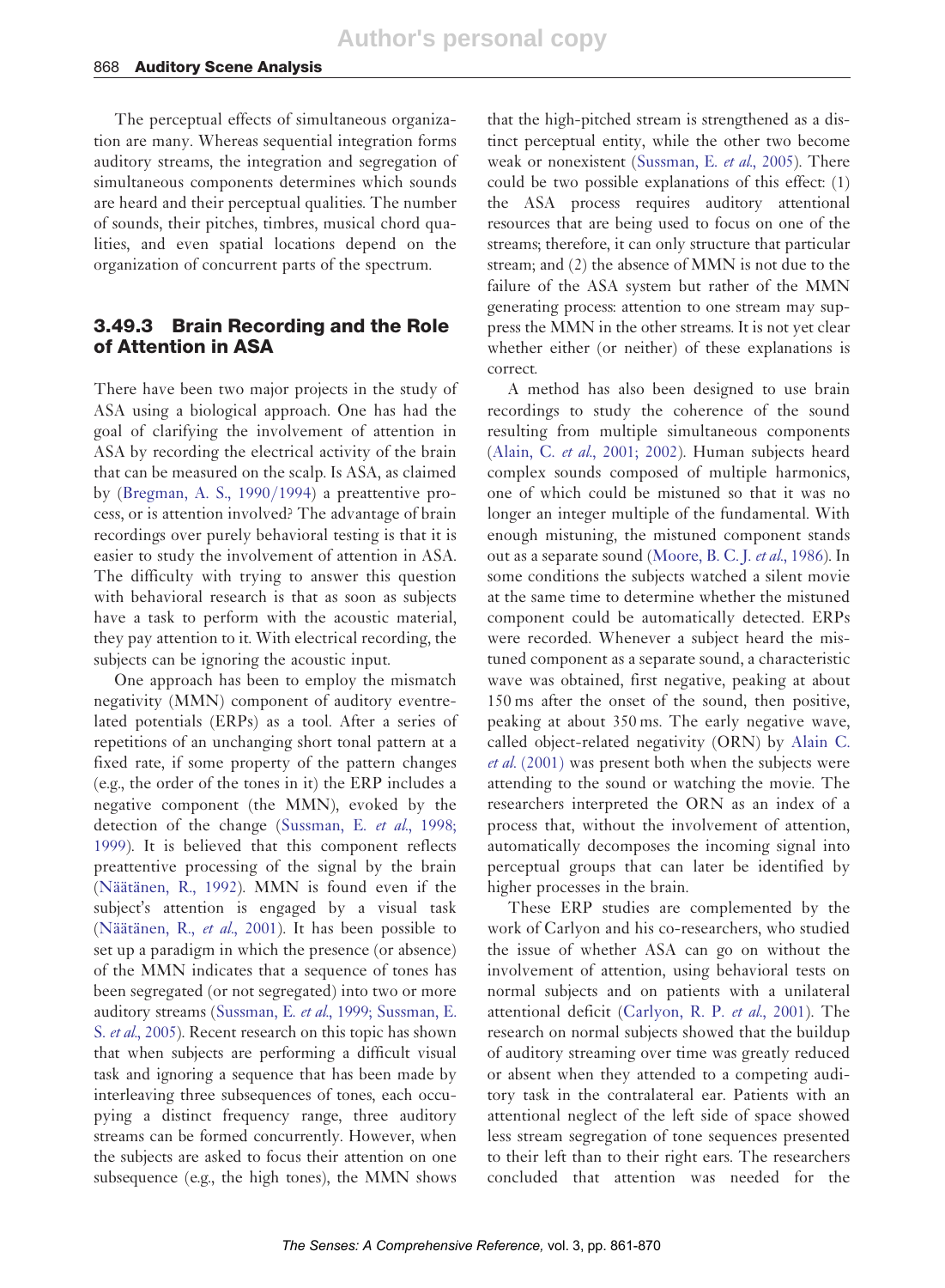The perceptual effects of simultaneous organization are many. Whereas sequential integration forms auditory streams, the integration and segregation of simultaneous components determines which sounds are heard and their perceptual qualities. The number of sounds, their pitches, timbres, musical chord qualities, and even spatial locations depend on the organization of concurrent parts of the spectrum.

## 3.49.3 Brain Recording and the Role of Attention in ASA

There have been two major projects in the study of ASA using a biological approach. One has had the goal of clarifying the involvement of attention in ASA by recording the electrical activity of the brain that can be measured on the scalp. Is ASA, as claimed by (Bregman, A. S., 1990/1994) a preattentive process, or is attention involved? The advantage of brain recordings over purely behavioral testing is that it is easier to study the involvement of attention in ASA. The difficulty with trying to answer this question with behavioral research is that as soon as subjects have a task to perform with the acoustic material, they pay attention to it. With electrical recording, the subjects can be ignoring the acoustic input.

One approach has been to employ the mismatch negativity (MMN) component of auditory eventrelated potentials (ERPs) as a tool. After a series of repetitions of an unchanging short tonal pattern at a fixed rate, if some property of the pattern changes (e.g., the order of the tones in it) the ERP includes a negative component (the MMN), evoked by the detection of the change (Sussman, E. *et al.*, 1998; 1999). It is believed that this component reflects preattentive processing of the signal by the brain (Näätänen, R., 1992). MMN is found even if the subject's attention is engaged by a visual task (Näätänen, R., *et al.*, 2001). It has been possible to set up a paradigm in which the presence (or absence) of the MMN indicates that a sequence of tones has been segregated (or not segregated) into two or more auditory streams (Sussman, E. *et al.*, 1999; Sussman, E. S. *et al.*, 2005). Recent research on this topic has shown that when subjects are performing a difficult visual task and ignoring a sequence that has been made by interleaving three subsequences of tones, each occupying a distinct frequency range, three auditory streams can be formed concurrently. However, when the subjects are asked to focus their attention on one subsequence (e.g., the high tones), the MMN shows that the high-pitched stream is strengthened as a distinct perceptual entity, while the other two become weak or nonexistent (Sussman, E. *et al.*, 2005). There could be two possible explanations of this effect: (1) the ASA process requires auditory attentional resources that are being used to focus on one of the streams; therefore, it can only structure that particular stream; and (2) the absence of MMN is not due to the failure of the ASA system but rather of the MMN generating process: attention to one stream may suppress the MMN in the other streams. It is not yet clear whether either (or neither) of these explanations is correct.

A method has also been designed to use brain recordings to study the coherence of the sound resulting from multiple simultaneous components (Alain, C. *et al.*, 2001; 2002). Human subjects heard complex sounds composed of multiple harmonics, one of which could be mistuned so that it was no longer an integer multiple of the fundamental. With enough mistuning, the mistuned component stands out as a separate sound (Moore, B. C. J. *et al.*, 1986). In some conditions the subjects watched a silent movie at the same time to determine whether the mistuned component could be automatically detected. ERPs were recorded. Whenever a subject heard the mistuned component as a separate sound, a characteristic wave was obtained, first negative, peaking at about 150 ms after the onset of the sound, then positive, peaking at about 350 ms. The early negative wave, called object-related negativity (ORN) by Alain C. *et al.* (2001) was present both when the subjects were attending to the sound or watching the movie. The researchers interpreted the ORN as an index of a process that, without the involvement of attention, automatically decomposes the incoming signal into perceptual groups that can later be identified by higher processes in the brain.

These ERP studies are complemented by the work of Carlyon and his co-researchers, who studied the issue of whether ASA can go on without the involvement of attention, using behavioral tests on normal subjects and on patients with a unilateral attentional deficit (Carlyon, R. P. *et al.*, 2001). The research on normal subjects showed that the buildup of auditory streaming over time was greatly reduced or absent when they attended to a competing auditory task in the contralateral ear. Patients with an attentional neglect of the left side of space showed less stream segregation of tone sequences presented to their left than to their right ears. The researchers concluded that attention was needed for the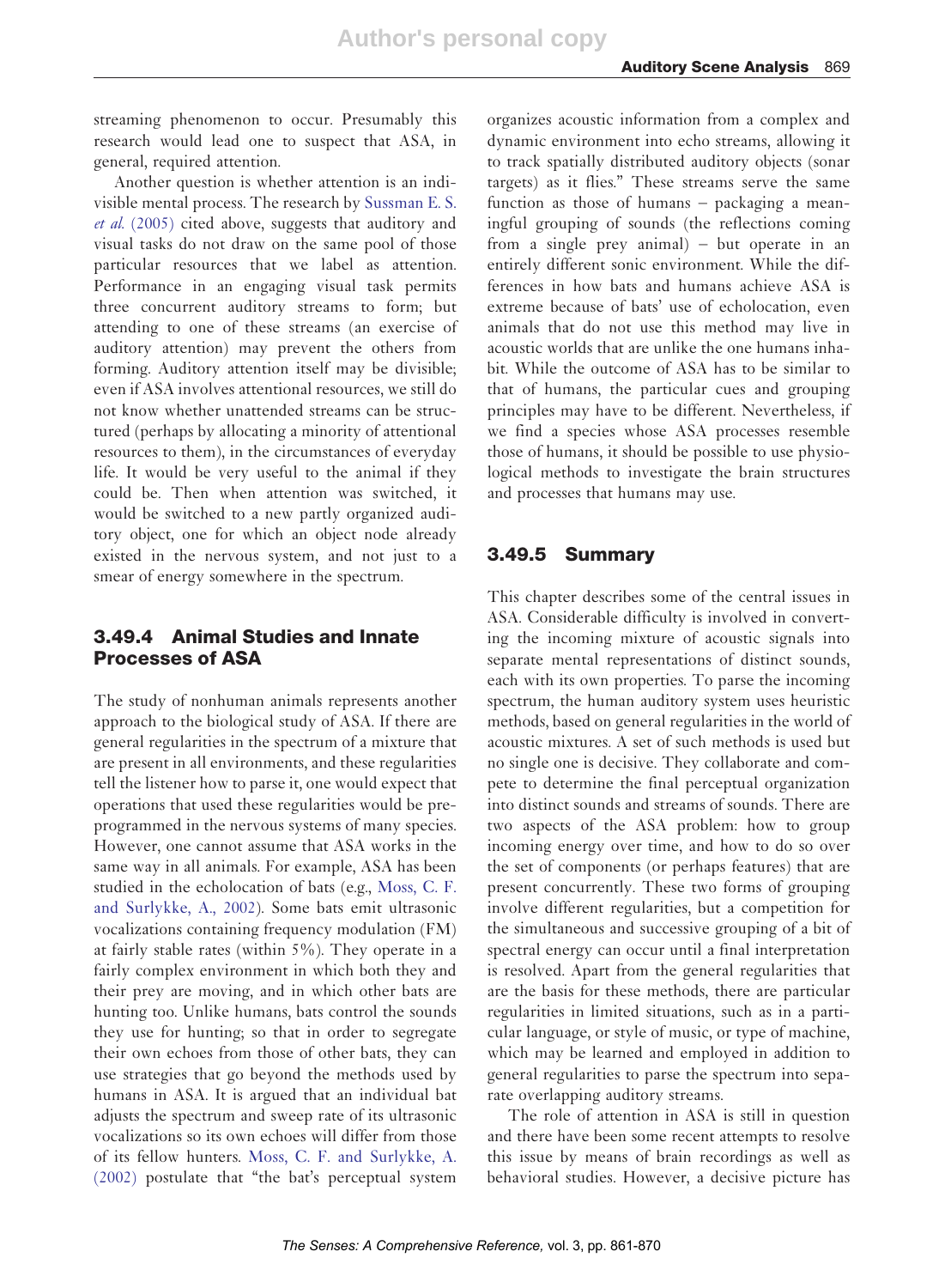streaming phenomenon to occur. Presumably this research would lead one to suspect that ASA, in general, required attention.

Another question is whether attention is an indivisible mental process. The research by Sussman E. S. *et al.* (2005) cited above, suggests that auditory and visual tasks do not draw on the same pool of those particular resources that we label as attention. Performance in an engaging visual task permits three concurrent auditory streams to form; but attending to one of these streams (an exercise of auditory attention) may prevent the others from forming. Auditory attention itself may be divisible; even if ASA involves attentional resources, we still do not know whether unattended streams can be structured (perhaps by allocating a minority of attentional resources to them), in the circumstances of everyday life. It would be very useful to the animal if they could be. Then when attention was switched, it would be switched to a new partly organized auditory object, one for which an object node already existed in the nervous system, and not just to a smear of energy somewhere in the spectrum.

## 3.49.4 Animal Studies and Innate Processes of ASA

The study of nonhuman animals represents another approach to the biological study of ASA. If there are general regularities in the spectrum of a mixture that are present in all environments, and these regularities tell the listener how to parse it, one would expect that operations that used these regularities would be preprogrammed in the nervous systems of many species. However, one cannot assume that ASA works in the same way in all animals. For example, ASA has been studied in the echolocation of bats (e.g., Moss, C. F. and Surlykke, A., 2002). Some bats emit ultrasonic vocalizations containing frequency modulation (FM) at fairly stable rates (within 5%). They operate in a fairly complex environment in which both they and their prey are moving, and in which other bats are hunting too. Unlike humans, bats control the sounds they use for hunting; so that in order to segregate their own echoes from those of other bats, they can use strategies that go beyond the methods used by humans in ASA. It is argued that an individual bat adjusts the spectrum and sweep rate of its ultrasonic vocalizations so its own echoes will differ from those of its fellow hunters. Moss, C. F. and Surlykke, A. (2002) postulate that "the bat's perceptual system organizes acoustic information from a complex and dynamic environment into echo streams, allowing it to track spatially distributed auditory objects (sonar targets) as it flies." These streams serve the same function as those of humans – packaging a meaningful grouping of sounds (the reflections coming from a single prey animal) – but operate in an entirely different sonic environment. While the differences in how bats and humans achieve ASA is extreme because of bats' use of echolocation, even animals that do not use this method may live in acoustic worlds that are unlike the one humans inhabit. While the outcome of ASA has to be similar to that of humans, the particular cues and grouping principles may have to be different. Nevertheless, if we find a species whose ASA processes resemble those of humans, it should be possible to use physiological methods to investigate the brain structures and processes that humans may use.

## 3.49.5 Summary

This chapter describes some of the central issues in ASA. Considerable difficulty is involved in converting the incoming mixture of acoustic signals into separate mental representations of distinct sounds, each with its own properties. To parse the incoming spectrum, the human auditory system uses heuristic methods, based on general regularities in the world of acoustic mixtures. A set of such methods is used but no single one is decisive. They collaborate and compete to determine the final perceptual organization into distinct sounds and streams of sounds. There are two aspects of the ASA problem: how to group incoming energy over time, and how to do so over the set of components (or perhaps features) that are present concurrently. These two forms of grouping involve different regularities, but a competition for the simultaneous and successive grouping of a bit of spectral energy can occur until a final interpretation is resolved. Apart from the general regularities that are the basis for these methods, there are particular regularities in limited situations, such as in a particular language, or style of music, or type of machine, which may be learned and employed in addition to general regularities to parse the spectrum into separate overlapping auditory streams.

The role of attention in ASA is still in question and there have been some recent attempts to resolve this issue by means of brain recordings as well as behavioral studies. However, a decisive picture has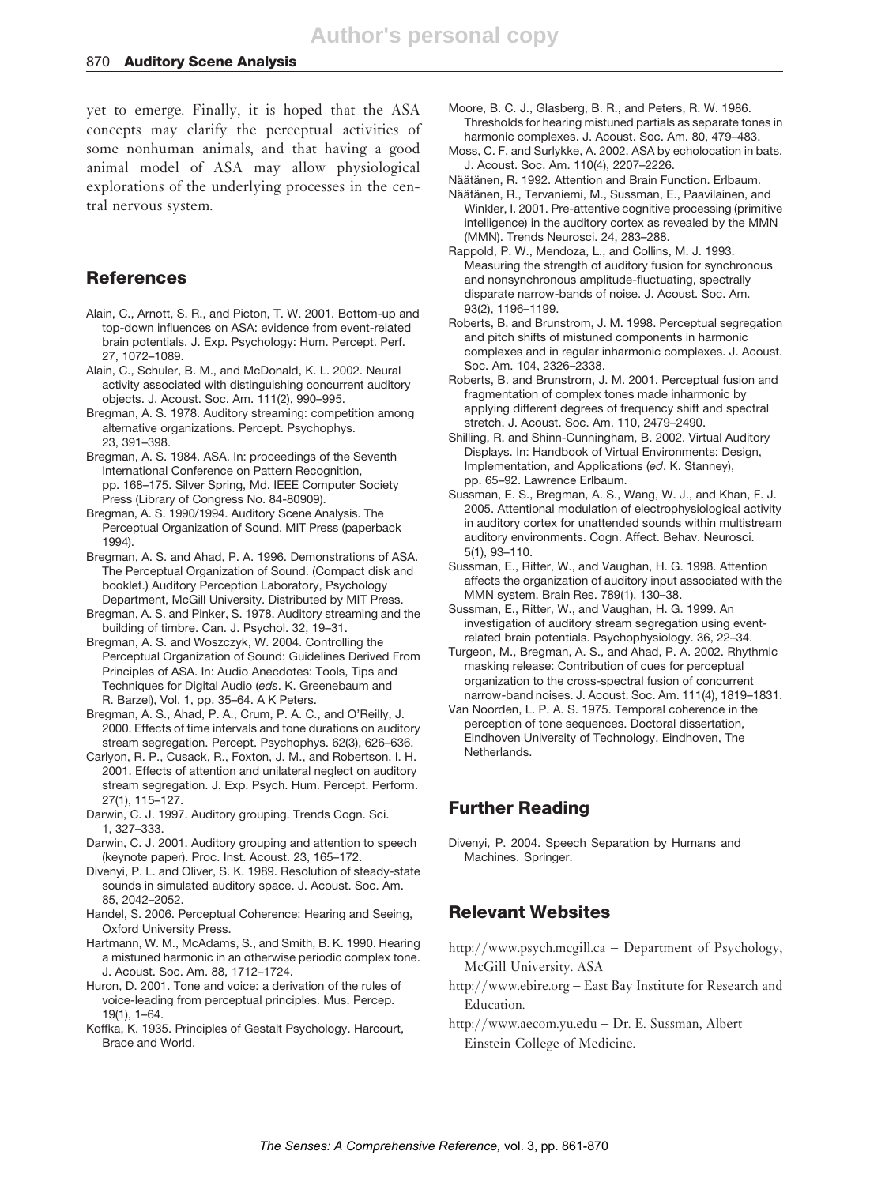yet to emerge. Finally, it is hoped that the ASA concepts may clarify the perceptual activities of some nonhuman animals, and that having a good animal model of ASA may allow physiological explorations of the underlying processes in the central nervous system.

## References

Alain, C., Arnott, S. R., and Picton, T. W. 2001. Bottom-up and top-down influences on ASA: evidence from event-related brain potentials. J. Exp. Psychology: Hum. Percept. Perf. 27, 1072–1089.

Alain, C., Schuler, B. M., and McDonald, K. L. 2002. Neural activity associated with distinguishing concurrent auditory objects. J. Acoust. Soc. Am. 111(2), 990–995.

Bregman, A. S. 1978. Auditory streaming: competition among alternative organizations. Percept. Psychophys. 23, 391–398.

Bregman, A. S. 1984. ASA. In: proceedings of the Seventh International Conference on Pattern Recognition, pp. 168–175. Silver Spring, Md. IEEE Computer Society Press (Library of Congress No. 84-80909).

Bregman, A. S. 1990/1994. Auditory Scene Analysis. The Perceptual Organization of Sound. MIT Press (paperback 1994).

Bregman, A. S. and Ahad, P. A. 1996. Demonstrations of ASA. The Perceptual Organization of Sound. (Compact disk and booklet.) Auditory Perception Laboratory, Psychology Department, McGill University. Distributed by MIT Press.

Bregman, A. S. and Pinker, S. 1978. Auditory streaming and the building of timbre. Can. J. Psychol. 32, 19–31.

Bregman, A. S. and Woszczyk, W. 2004. Controlling the Perceptual Organization of Sound: Guidelines Derived From Principles of ASA. In: Audio Anecdotes: Tools, Tips and Techniques for Digital Audio (*eds*. K. Greenebaum and R. Barzel), Vol. 1, pp. 35–64. A K Peters.

Bregman, A. S., Ahad, P. A., Crum, P. A. C., and O'Reilly, J. 2000. Effects of time intervals and tone durations on auditory stream segregation. Percept. Psychophys. 62(3), 626–636.

Carlyon, R. P., Cusack, R., Foxton, J. M., and Robertson, I. H. 2001. Effects of attention and unilateral neglect on auditory stream segregation. J. Exp. Psych. Hum. Percept. Perform. 27(1), 115–127.

Darwin, C. J. 1997. Auditory grouping. Trends Cogn. Sci. 1, 327–333.

Darwin, C. J. 2001. Auditory grouping and attention to speech (keynote paper). Proc. Inst. Acoust. 23, 165–172.

Divenyi, P. L. and Oliver, S. K. 1989. Resolution of steady-state sounds in simulated auditory space. J. Acoust. Soc. Am. 85, 2042–2052.

Handel, S. 2006. Perceptual Coherence: Hearing and Seeing, Oxford University Press.

Hartmann, W. M., McAdams, S., and Smith, B. K. 1990. Hearing a mistuned harmonic in an otherwise periodic complex tone. J. Acoust. Soc. Am. 88, 1712–1724.

Huron, D. 2001. Tone and voice: a derivation of the rules of voice-leading from perceptual principles. Mus. Percep. 19(1), 1–64.

Koffka, K. 1935. Principles of Gestalt Psychology. Harcourt, Brace and World.

Moore, B. C. J., Glasberg, B. R., and Peters, R. W. 1986. Thresholds for hearing mistuned partials as separate tones in harmonic complexes. J. Acoust. Soc. Am. 80, 479–483.

Moss, C. F. and Surlykke, A. 2002. ASA by echolocation in bats. J. Acoust. Soc. Am. 110(4), 2207–2226.

Näätänen, R. 1992. Attention and Brain Function. Erlbaum.

Näätänen, R., Tervaniemi, M., Sussman, E., Paavilainen, and Winkler, I. 2001. Pre-attentive cognitive processing (primitive intelligence) in the auditory cortex as revealed by the MMN (MMN). Trends Neurosci. 24, 283–288.

Rappold, P. W., Mendoza, L., and Collins, M. J. 1993. Measuring the strength of auditory fusion for synchronous and nonsynchronous amplitude-fluctuating, spectrally disparate narrow-bands of noise. J. Acoust. Soc. Am. 93(2), 1196–1199.

Roberts, B. and Brunstrom, J. M. 1998. Perceptual segregation and pitch shifts of mistuned components in harmonic complexes and in regular inharmonic complexes. J. Acoust. Soc. Am. 104, 2326–2338.

Roberts, B. and Brunstrom, J. M. 2001. Perceptual fusion and fragmentation of complex tones made inharmonic by applying different degrees of frequency shift and spectral stretch. J. Acoust. Soc. Am. 110, 2479–2490.

Shilling, R. and Shinn-Cunningham, B. 2002. Virtual Auditory Displays. In: Handbook of Virtual Environments: Design, Implementation, and Applications (*ed*. K. Stanney), pp. 65–92. Lawrence Erlbaum.

Sussman, E. S., Bregman, A. S., Wang, W. J., and Khan, F. J. 2005. Attentional modulation of electrophysiological activity in auditory cortex for unattended sounds within multistream auditory environments. Cogn. Affect. Behav. Neurosci. 5(1), 93–110.

Sussman, E., Ritter, W., and Vaughan, H. G. 1998. Attention affects the organization of auditory input associated with the MMN system. Brain Res. 789(1), 130–38.

Sussman, E., Ritter, W., and Vaughan, H. G. 1999. An investigation of auditory stream segregation using event-related brain potentials. Psychophysiology. 36, 22–34.

Turgeon, M., Bregman, A. S., and Ahad, P. A. 2002. Rhythmic masking release: Contribution of cues for perceptual organization to the cross-spectral fusion of concurrent narrow-band noises. J. Acoust. Soc. Am. 111(4), 1819–1831.

Van Noorden, L. P. A. S. 1975. Temporal coherence in the perception of tone sequences. Doctoral dissertation, Eindhoven University of Technology, Eindhoven, The Netherlands.

## Further Reading

Divenyi, P. 2004. Speech Separation by Humans and Machines. Springer.

## Relevant Websites

http://www.psych.mcgill.ca – Department of Psychology, McGill University. ASA

http://www.ebire.org – East Bay Institute for Research and Education.

http://www.aecom.yu.edu – Dr. E. Sussman, Albert Einstein College of Medicine.